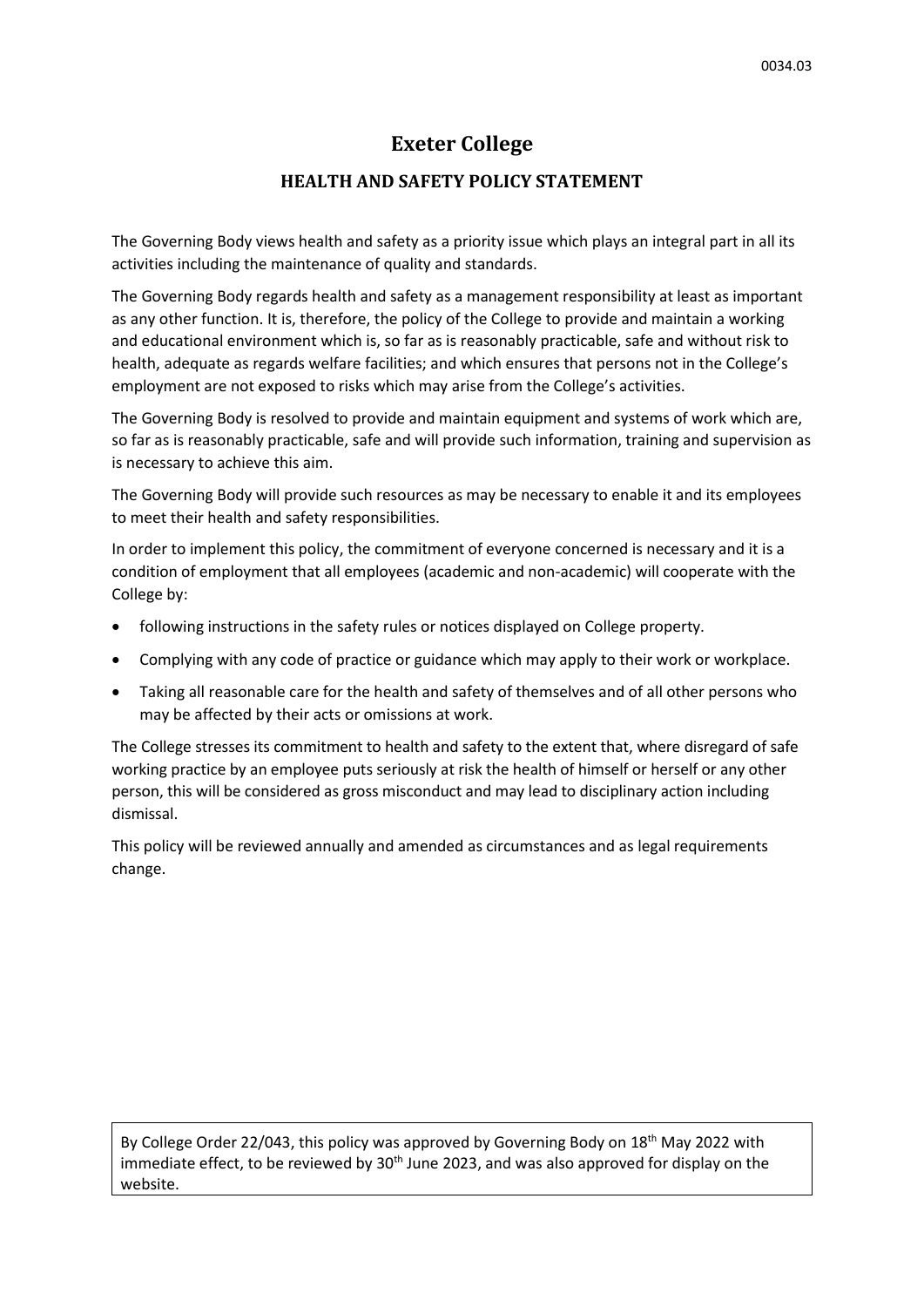0034.03

# Exeter College

## HEALTH AND SAFETY POLICY STATEMENT

The Governing Body views health and safety as a priority issue which plays an integral part in all its activities including the maintenance of quality and standards.

The Governing Body regards health and safety as a management responsibility at least as important as any other function. It is, therefore, the policy of the College to provide and maintain a working and educational environment which is, so far as is reasonably practicable, safe and without risk to health, adequate as regards welfare facilities; and which ensures that persons not in the College's employment are not exposed to risks which may arise from the College's activities.

The Governing Body is resolved to provide and maintain equipment and systems of work which are, so far as is reasonably practicable, safe and will provide such information, training and supervision as is necessary to achieve this aim.

The Governing Body will provide such resources as may be necessary to enable it and its employees to meet their health and safety responsibilities.

In order to implement this policy, the commitment of everyone concerned is necessary and it is a condition of employment that all employees (academic and non-academic) will cooperate with the College by:

- following instructions in the safety rules or notices displayed on College property.
- Complying with any code of practice or guidance which may apply to their work or workplace.
- Taking all reasonable care for the health and safety of themselves and of all other persons who may be affected by their acts or omissions at work.

The College stresses its commitment to health and safety to the extent that, where disregard of safe working practice by an employee puts seriously at risk the health of himself or herself or any other person, this will be considered as gross misconduct and may lead to disciplinary action including dismissal.

This policy will be reviewed annually and amended as circumstances and as legal requirements change.

By College Order 22/043, this policy was approved by Governing Body on 18th May 2022 with immediate effect, to be reviewed by 30th June 2023, and was also approved for display on the website.